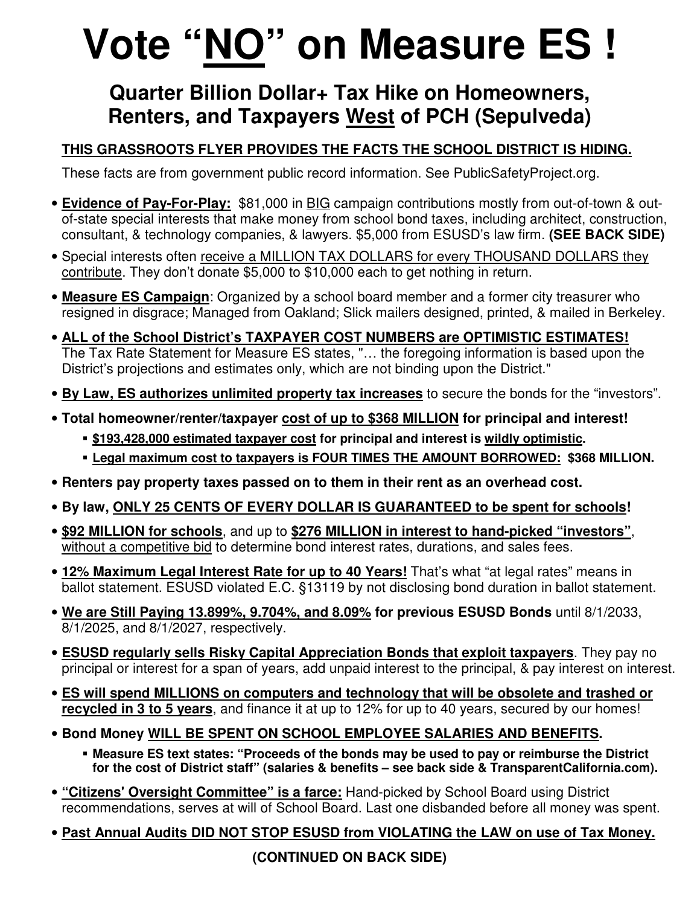# Vote "NO" on Measure ES !

## Quarter Billion Dollar+ Tax Hike on Homeowners, Renters, and Taxpayers West of PCH (Sepulveda)

**THIS GRASSROOTS FLYER PROVIDES THE FACTS THE SCHOOL DISTRICT IS HIDING.**

These facts are from government public record information. See PublicSafetyProject.org.

- **Evidence of Pay-For-Play:** $81,000 in BIG campaign contributions mostly from out-of-town & out-of-state special interests that make money from school bond taxes, including architect, construction, consultant, & technology companies, & lawyers. $5,000 from ESUSD's law firm. **(SEE BACK SIDE)**
- Special interests often receive a MILLION TAX DOLLARS for every THOUSAND DOLLARS they contribute. They don't donate $5,000 to $10,000 each to get nothing in return.
- **Measure ES Campaign**: Organized by a school board member and a former city treasurer who resigned in disgrace; Managed from Oakland; Slick mailers designed, printed, & mailed in Berkeley.
- **ALL of the School District's TAXPAYER COST NUMBERS are OPTIMISTIC ESTIMATES!** The Tax Rate Statement for Measure ES states, "… the foregoing information is based upon the District's projections and estimates only, which are not binding upon the District."
- **By Law, ES authorizes unlimited property tax increases** to secure the bonds for the "investors".
- **Total homeowner/renter/taxpayer cost of up to $368 MILLION for principal and interest!**
  - **$193,428,000 estimated taxpayer cost for principal and interest is wildly optimistic.**
  - **Legal maximum cost to taxpayers is FOUR TIMES THE AMOUNT BORROWED: $368 MILLION.**
- **Renters pay property taxes passed on to them in their rent as an overhead cost.**
- **By law, ONLY 25 CENTS OF EVERY DOLLAR IS GUARANTEED to be spent for schools!**
- **$92 MILLION for schools**, and up to **$276 MILLION in interest to hand-picked "investors"**, without a competitive bid to determine bond interest rates, durations, and sales fees.
- **12% Maximum Legal Interest Rate for up to 40 Years!** That's what "at legal rates" means in ballot statement. ESUSD violated E.C. §13119 by not disclosing bond duration in ballot statement.
- **We are Still Paying 13.899%, 9.704%, and 8.09% for previous ESUSD Bonds** until 8/1/2033, 8/1/2025, and 8/1/2027, respectively.
- **ESUSD regularly sells Risky Capital Appreciation Bonds that exploit taxpayers**. They pay no principal or interest for a span of years, add unpaid interest to the principal, & pay interest on interest.
- **ES will spend MILLIONS on computers and technology that will be obsolete and trashed or recycled in 3 to 5 years**, and finance it at up to 12% for up to 40 years, secured by our homes!
- **Bond Money WILL BE SPENT ON SCHOOL EMPLOYEE SALARIES AND BENEFITS.**
  - **Measure ES text states: "Proceeds of the bonds may be used to pay or reimburse the District for the cost of District staff" (salaries & benefits – see back side & TransparentCalifornia.com).**
- **"Citizens' Oversight Committee" is a farce:** Hand-picked by School Board using District recommendations, serves at will of School Board. Last one disbanded before all money was spent.
- **Past Annual Audits DID NOT STOP ESUSD from VIOLATING the LAW on use of Tax Money.**

**(CONTINUED ON BACK SIDE)**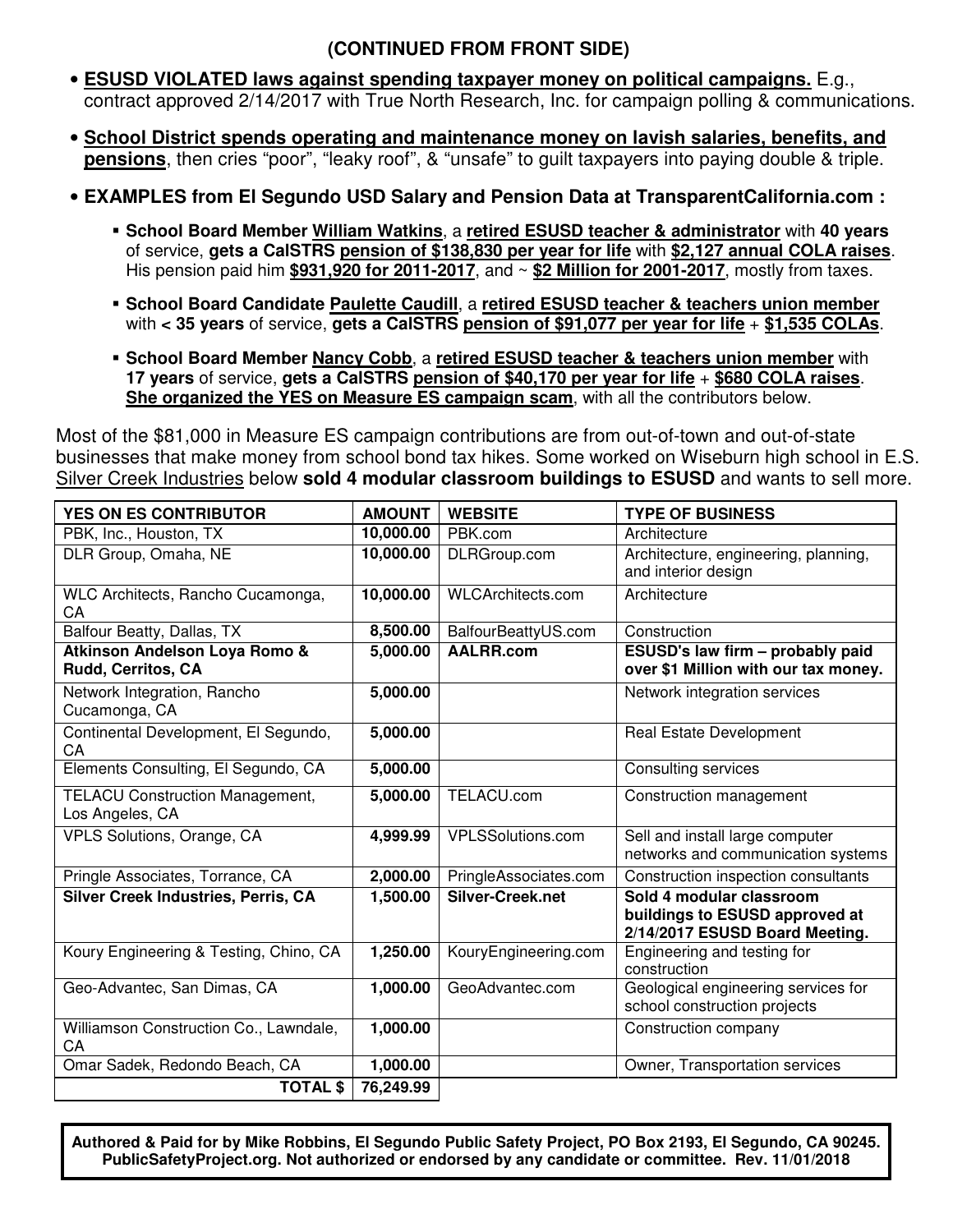**(CONTINUED FROM FRONT SIDE)**

- **ESUSD VIOLATED laws against spending taxpayer money on political campaigns.** E.g., contract approved 2/14/2017 with True North Research, Inc. for campaign polling & communications.
- **School District spends operating and maintenance money on lavish salaries, benefits, and pensions**, then cries "poor", "leaky roof", & "unsafe" to guilt taxpayers into paying double & triple.
- **EXAMPLES from El Segundo USD Salary and Pension Data at TransparentCalifornia.com :**
  - **School Board Member William Watkins**, a **retired ESUSD teacher & administrator** with **40 years** of service, **gets a CalSTRS pension of $138,830 per year for life** with **$2,127 annual COLA raises**. His pension paid him **$931,920 for 2011-2017**, and ~ **$2 Million for 2001-2017**, mostly from taxes.
  - **School Board Candidate Paulette Caudill**, a **retired ESUSD teacher & teachers union member** with **< 35 years** of service, **gets a CalSTRS pension of $91,077 per year for life** + **$1,535 COLAs**.
  - **School Board Member Nancy Cobb**, a **retired ESUSD teacher & teachers union member** with **17 years** of service, **gets a CalSTRS pension of $40,170 per year for life** + **$680 COLA raises**. **She organized the YES on Measure ES campaign scam**, with all the contributors below.

Most of the $81,000 in Measure ES campaign contributions are from out-of-town and out-of-state businesses that make money from school bond tax hikes. Some worked on Wiseburn high school in E.S. Silver Creek Industries below **sold 4 modular classroom buildings to ESUSD** and wants to sell more.

| YES ON ES CONTRIBUTOR | AMOUNT | WEBSITE | TYPE OF BUSINESS |
|---|---|---|---|
| PBK, Inc., Houston, TX | **10,000.00** | PBK.com | Architecture |
| DLR Group, Omaha, NE | **10,000.00** | DLRGroup.com | Architecture, engineering, planning, and interior design |
| WLC Architects, Rancho Cucamonga, CA | **10,000.00** | WLCArchitects.com | Architecture |
| Balfour Beatty, Dallas, TX | **8,500.00** | BalfourBeattyUS.com | Construction |
| **Atkinson Andelson Loya Romo & Rudd, Cerritos, CA** | **5,000.00** | **AALRR.com** | **ESUSD's law firm – probably paid over $1 Million with our tax money.** |
| Network Integration, Rancho Cucamonga, CA | **5,000.00** | | Network integration services |
| Continental Development, El Segundo, CA | **5,000.00** | | Real Estate Development |
| Elements Consulting, El Segundo, CA | **5,000.00** | | Consulting services |
| TELACU Construction Management, Los Angeles, CA | **5,000.00** | TELACU.com | Construction management |
| VPLS Solutions, Orange, CA | **4,999.99** | VPLSSolutions.com | Sell and install large computer networks and communication systems |
| Pringle Associates, Torrance, CA | **2,000.00** | PringleAssociates.com | Construction inspection consultants |
| **Silver Creek Industries, Perris, CA** | **1,500.00** | **Silver-Creek.net** | **Sold 4 modular classroom buildings to ESUSD approved at 2/14/2017 ESUSD Board Meeting.** |
| Koury Engineering & Testing, Chino, CA | **1,250.00** | KouryEngineering.com | Engineering and testing for construction |
| Geo-Advantec, San Dimas, CA | **1,000.00** | GeoAdvantec.com | Geological engineering services for school construction projects |
| Williamson Construction Co., Lawndale, CA | **1,000.00** | | Construction company |
| Omar Sadek, Redondo Beach, CA | **1,000.00** | | Owner, Transportation services |
| **TOTAL $** | **76,249.99** | | |

**Authored & Paid for by Mike Robbins, El Segundo Public Safety Project, PO Box 2193, El Segundo, CA 90245. PublicSafetyProject.org. Not authorized or endorsed by any candidate or committee. Rev. 11/01/2018**